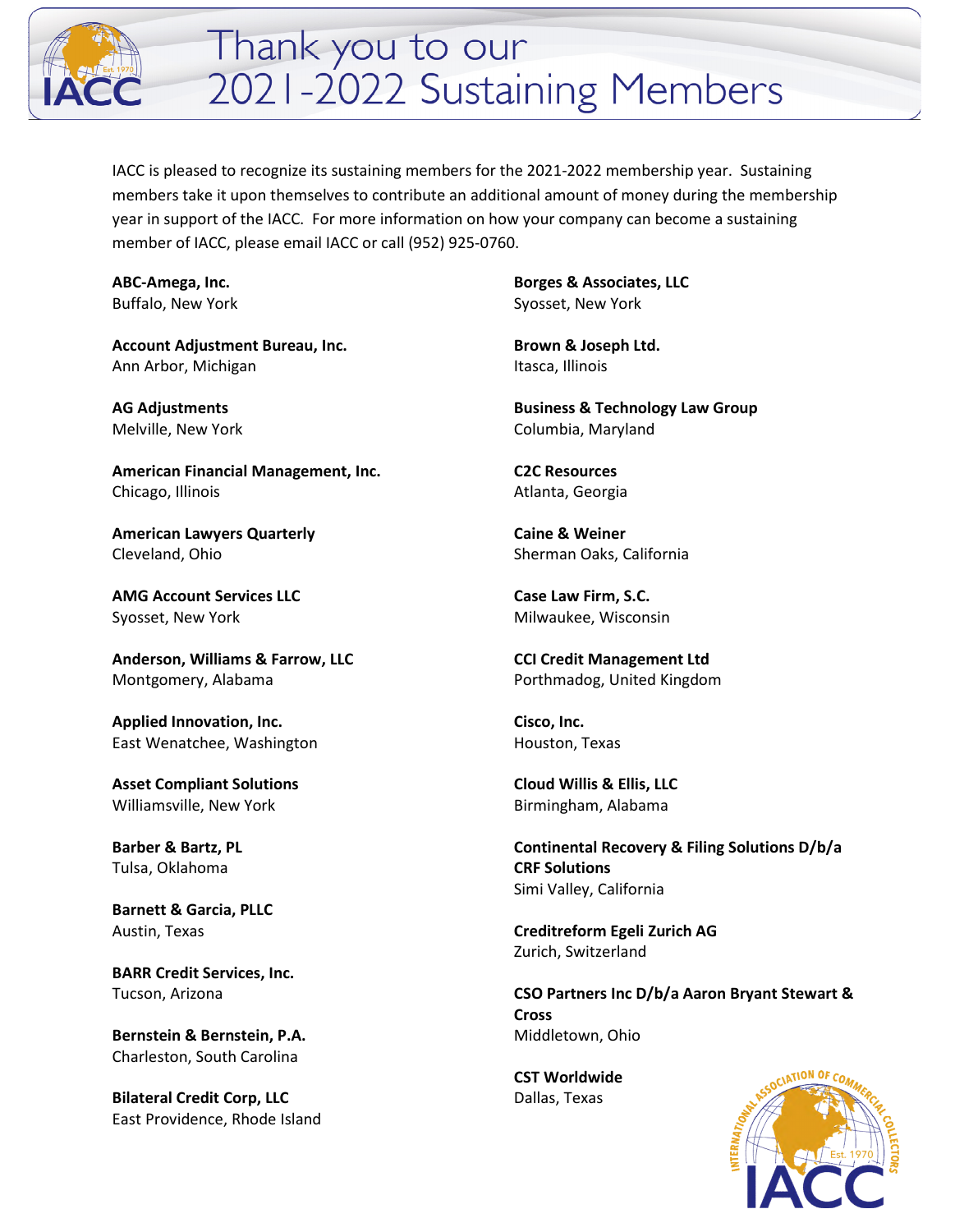# Thank you to our 2021-2022 Sustaining Members

IACC is pleased to recognize its sustaining members for the 2021-2022 membership year. Sustaining members take it upon themselves to contribute an additional amount of money during the membership year in support of the IACC. For more information on how your company can become a sustaining member of IACC, please email IACC or call (952) 925-0760.

**ABC-Amega, Inc.**
Buffalo, New York

**Account Adjustment Bureau, Inc.**
Ann Arbor, Michigan

**AG Adjustments**
Melville, New York

**American Financial Management, Inc.**
Chicago, Illinois

**American Lawyers Quarterly**
Cleveland, Ohio

**AMG Account Services LLC**
Syosset, New York

**Anderson, Williams & Farrow, LLC**
Montgomery, Alabama

**Applied Innovation, Inc.**
East Wenatchee, Washington

**Asset Compliant Solutions**
Williamsville, New York

**Barber & Bartz, PL**
Tulsa, Oklahoma

**Barnett & Garcia, PLLC**
Austin, Texas

**BARR Credit Services, Inc.**
Tucson, Arizona

**Bernstein & Bernstein, P.A.**
Charleston, South Carolina

**Bilateral Credit Corp, LLC**
East Providence, Rhode Island

**Borges & Associates, LLC**
Syosset, New York

**Brown & Joseph Ltd.**
Itasca, Illinois

**Business & Technology Law Group**
Columbia, Maryland

**C2C Resources**
Atlanta, Georgia

**Caine & Weiner**
Sherman Oaks, California

**Case Law Firm, S.C.**
Milwaukee, Wisconsin

**CCI Credit Management Ltd**
Porthmadog, United Kingdom

**Cisco, Inc.**
Houston, Texas

**Cloud Willis & Ellis, LLC**
Birmingham, Alabama

**Continental Recovery & Filing Solutions D/b/a CRF Solutions**
Simi Valley, California

**Creditreform Egeli Zurich AG**
Zurich, Switzerland

**CSO Partners Inc D/b/a Aaron Bryant Stewart & Cross**
Middletown, Ohio

**CST Worldwide**
Dallas, Texas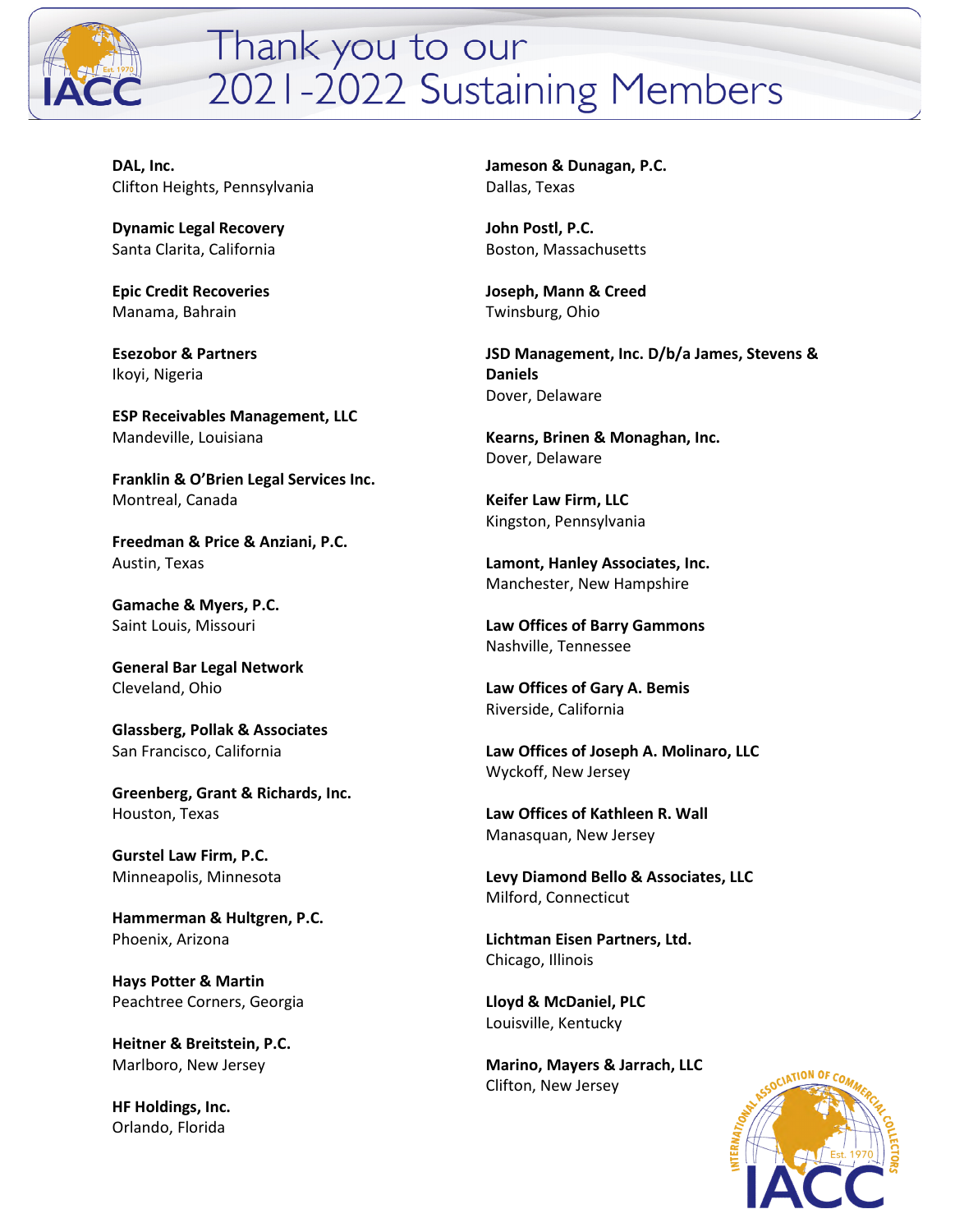# Thank you to our 2021-2022 Sustaining Members

**DAL, Inc.**
Clifton Heights, Pennsylvania

**Dynamic Legal Recovery**
Santa Clarita, California

**Epic Credit Recoveries**
Manama, Bahrain

**Esezobor & Partners**
Ikoyi, Nigeria

**ESP Receivables Management, LLC**
Mandeville, Louisiana

**Franklin & O'Brien Legal Services Inc.**
Montreal, Canada

**Freedman & Price & Anziani, P.C.**
Austin, Texas

**Gamache & Myers, P.C.**
Saint Louis, Missouri

**General Bar Legal Network**
Cleveland, Ohio

**Glassberg, Pollak & Associates**
San Francisco, California

**Greenberg, Grant & Richards, Inc.**
Houston, Texas

**Gurstel Law Firm, P.C.**
Minneapolis, Minnesota

**Hammerman & Hultgren, P.C.**
Phoenix, Arizona

**Hays Potter & Martin**
Peachtree Corners, Georgia

**Heitner & Breitstein, P.C.**
Marlboro, New Jersey

**HF Holdings, Inc.**
Orlando, Florida

**Jameson & Dunagan, P.C.**
Dallas, Texas

**John Postl, P.C.**
Boston, Massachusetts

**Joseph, Mann & Creed**
Twinsburg, Ohio

**JSD Management, Inc. D/b/a James, Stevens & Daniels**
Dover, Delaware

**Kearns, Brinen & Monaghan, Inc.**
Dover, Delaware

**Keifer Law Firm, LLC**
Kingston, Pennsylvania

**Lamont, Hanley Associates, Inc.**
Manchester, New Hampshire

**Law Offices of Barry Gammons**
Nashville, Tennessee

**Law Offices of Gary A. Bemis**
Riverside, California

**Law Offices of Joseph A. Molinaro, LLC**
Wyckoff, New Jersey

**Law Offices of Kathleen R. Wall**
Manasquan, New Jersey

**Levy Diamond Bello & Associates, LLC**
Milford, Connecticut

**Lichtman Eisen Partners, Ltd.**
Chicago, Illinois

**Lloyd & McDaniel, PLC**
Louisville, Kentucky

**Marino, Mayers & Jarrach, LLC**
Clifton, New Jersey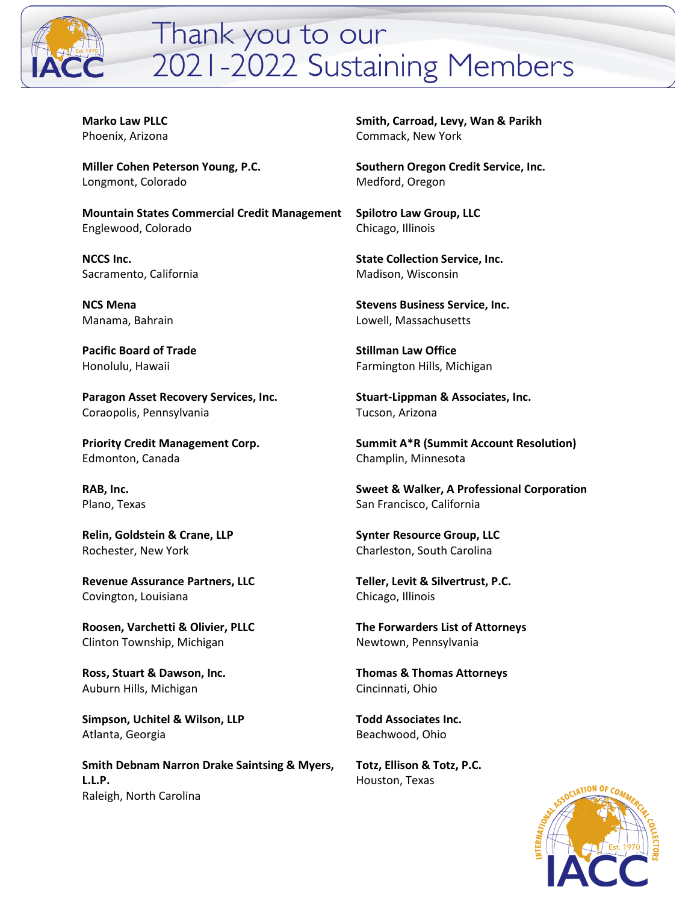# Thank you to our 2021-2022 Sustaining Members

**Marko Law PLLC**
Phoenix, Arizona

**Miller Cohen Peterson Young, P.C.**
Longmont, Colorado

**Mountain States Commercial Credit Management**
Englewood, Colorado

**NCCS Inc.**
Sacramento, California

**NCS Mena**
Manama, Bahrain

**Pacific Board of Trade**
Honolulu, Hawaii

**Paragon Asset Recovery Services, Inc.**
Coraopolis, Pennsylvania

**Priority Credit Management Corp.**
Edmonton, Canada

**RAB, Inc.**
Plano, Texas

**Relin, Goldstein & Crane, LLP**
Rochester, New York

**Revenue Assurance Partners, LLC**
Covington, Louisiana

**Roosen, Varchetti & Olivier, PLLC**
Clinton Township, Michigan

**Ross, Stuart & Dawson, Inc.**
Auburn Hills, Michigan

**Simpson, Uchitel & Wilson, LLP**
Atlanta, Georgia

**Smith Debnam Narron Drake Saintsing & Myers, L.L.P.**
Raleigh, North Carolina

**Smith, Carroad, Levy, Wan & Parikh**
Commack, New York

**Southern Oregon Credit Service, Inc.**
Medford, Oregon

**Spilotro Law Group, LLC**
Chicago, Illinois

**State Collection Service, Inc.**
Madison, Wisconsin

**Stevens Business Service, Inc.**
Lowell, Massachusetts

**Stillman Law Office**
Farmington Hills, Michigan

**Stuart-Lippman & Associates, Inc.**
Tucson, Arizona

**Summit A*R (Summit Account Resolution)**
Champlin, Minnesota

**Sweet & Walker, A Professional Corporation**
San Francisco, California

**Synter Resource Group, LLC**
Charleston, South Carolina

**Teller, Levit & Silvertrust, P.C.**
Chicago, Illinois

**The Forwarders List of Attorneys**
Newtown, Pennsylvania

**Thomas & Thomas Attorneys**
Cincinnati, Ohio

**Todd Associates Inc.**
Beachwood, Ohio

**Totz, Ellison & Totz, P.C.**
Houston, Texas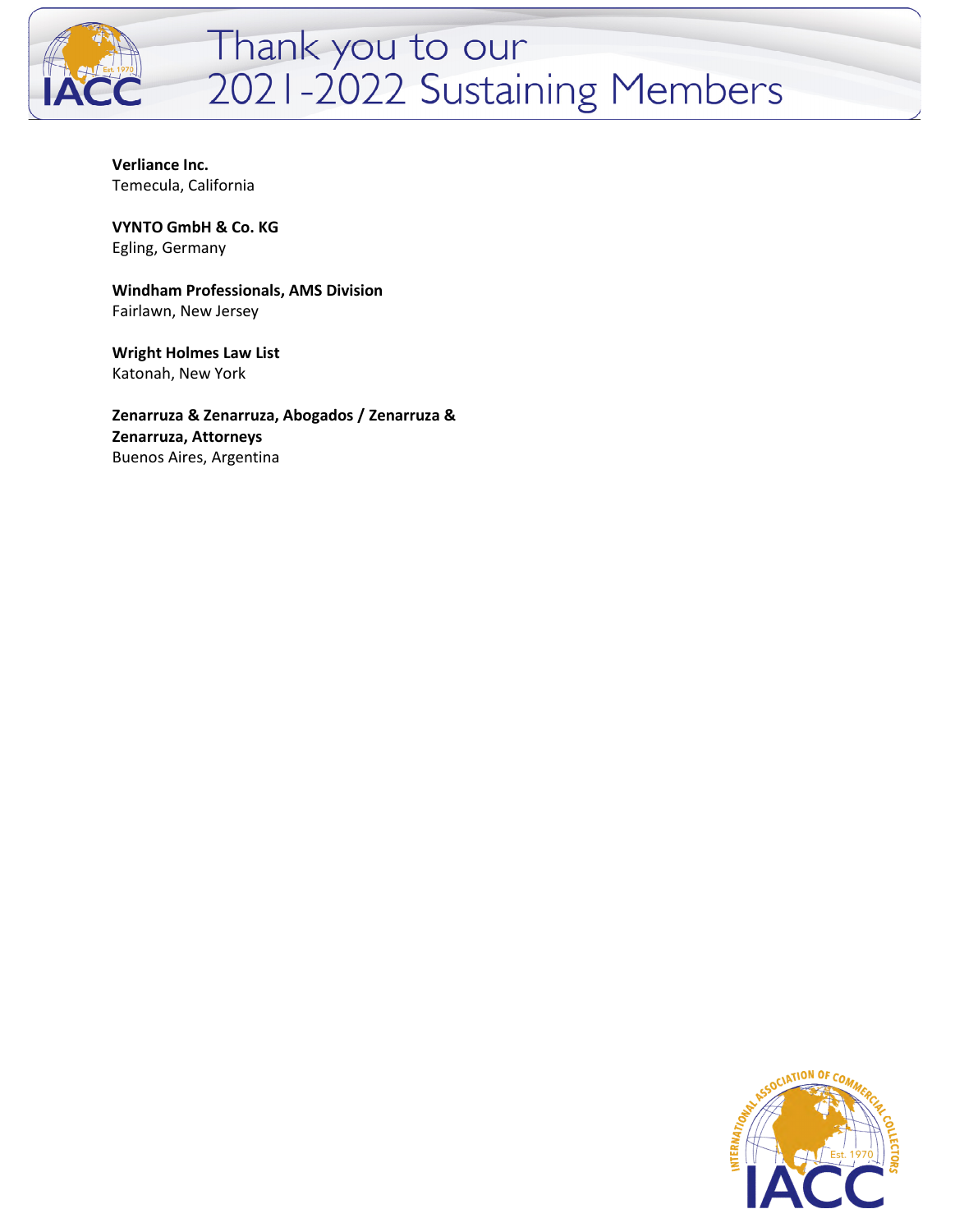# Thank you to our 2021-2022 Sustaining Members

**Verliance Inc.**
Temecula, California

**VYNTO GmbH & Co. KG**
Egling, Germany

**Windham Professionals, AMS Division**
Fairlawn, New Jersey

**Wright Holmes Law List**
Katonah, New York

**Zenarruza & Zenarruza, Abogados / Zenarruza & Zenarruza, Attorneys**
Buenos Aires, Argentina